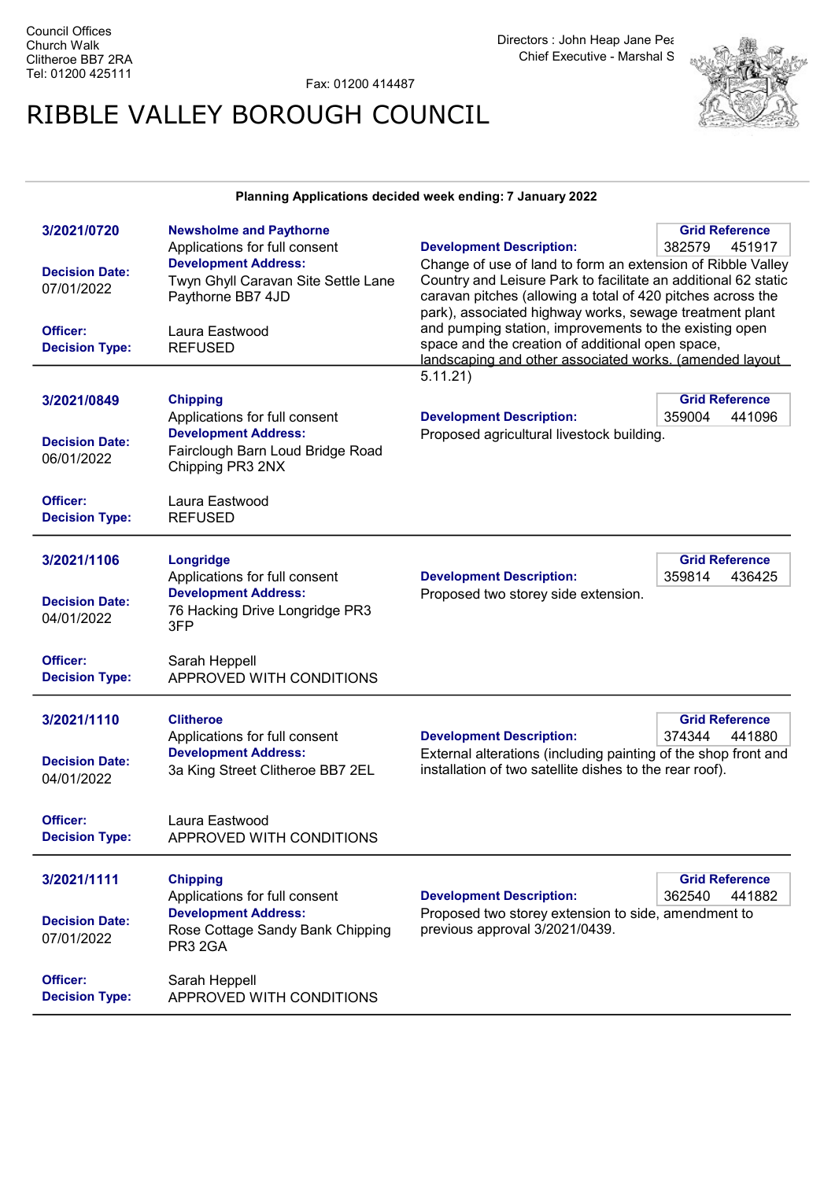Council Offices
Church Walk
Clitheroe BB7 2RA
Tel: 01200 425111

Fax: 01200 414487

Directors : John Heap Jane Pea
Chief Executive - Marshal S

# RIBBLE VALLEY BOROUGH COUNCIL

**Planning Applications decided week ending: 7 January 2022**

---

**3/2021/0720**

**Newsholme and Paythorne**
Applications for full consent

**Decision Date:** 07/01/2022

**Development Address:** Twyn Ghyll Caravan Site Settle Lane Paythorne BB7 4JD

**Officer:** Laura Eastwood

**Decision Type:** REFUSED

**Grid Reference:** 382579 451917

**Development Description:** Change of use of land to form an extension of Ribble Valley Country and Leisure Park to facilitate an additional 62 static caravan pitches (allowing a total of 420 pitches across the park), associated highway works, sewage treatment plant and pumping station, improvements to the existing open space and the creation of additional open space, landscaping and other associated works. (amended layout 5.11.21)

---

**3/2021/0849**

**Chipping**
Applications for full consent

**Decision Date:** 06/01/2022

**Development Address:** Fairclough Barn Loud Bridge Road Chipping PR3 2NX

**Officer:** Laura Eastwood

**Decision Type:** REFUSED

**Grid Reference:** 359004 441096

**Development Description:** Proposed agricultural livestock building.

---

**3/2021/1106**

**Longridge**
Applications for full consent

**Decision Date:** 04/01/2022

**Development Address:** 76 Hacking Drive Longridge PR3 3FP

**Officer:** Sarah Heppell

**Decision Type:** APPROVED WITH CONDITIONS

**Grid Reference:** 359814 436425

**Development Description:** Proposed two storey side extension.

---

**3/2021/1110**

**Clitheroe**
Applications for full consent

**Decision Date:** 04/01/2022

**Development Address:** 3a King Street Clitheroe BB7 2EL

**Officer:** Laura Eastwood

**Decision Type:** APPROVED WITH CONDITIONS

**Grid Reference:** 374344 441880

**Development Description:** External alterations (including painting of the shop front and installation of two satellite dishes to the rear roof).

---

**3/2021/1111**

**Chipping**
Applications for full consent

**Decision Date:** 07/01/2022

**Development Address:** Rose Cottage Sandy Bank Chipping PR3 2GA

**Officer:** Sarah Heppell

**Decision Type:** APPROVED WITH CONDITIONS

**Grid Reference:** 362540 441882

**Development Description:** Proposed two storey extension to side, amendment to previous approval 3/2021/0439.

---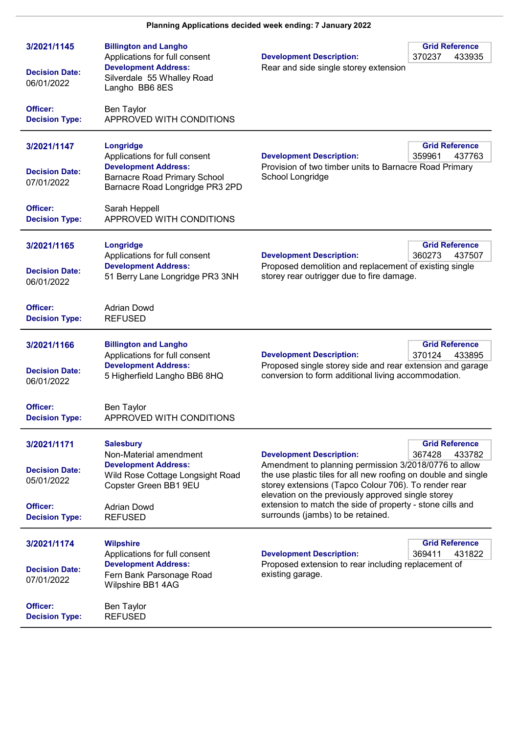**Planning Applications decided week ending: 7 January 2022**

---

**3/2021/1145**

**Billington and Langho**
Applications for full consent

**Development Address:**
Silverdale 55 Whalley Road
Langho BB6 8ES

**Development Description:**
Rear and side single storey extension

**Grid Reference** 370237 433935

**Decision Date:** 06/01/2022

**Officer:** Ben Taylor
**Decision Type:** APPROVED WITH CONDITIONS

---

**3/2021/1147**

**Longridge**
Applications for full consent

**Development Address:**
Barnacre Road Primary School
Barnacre Road Longridge PR3 2PD

**Development Description:**
Provision of two timber units to Barnacre Road Primary School Longridge

**Grid Reference** 359961 437763

**Decision Date:** 07/01/2022

**Officer:** Sarah Heppell
**Decision Type:** APPROVED WITH CONDITIONS

---

**3/2021/1165**

**Longridge**
Applications for full consent

**Development Address:**
51 Berry Lane Longridge PR3 3NH

**Development Description:**
Proposed demolition and replacement of existing single storey rear outrigger due to fire damage.

**Grid Reference** 360273 437507

**Decision Date:** 06/01/2022

**Officer:** Adrian Dowd
**Decision Type:** REFUSED

---

**3/2021/1166**

**Billington and Langho**
Applications for full consent

**Development Address:**
5 Higherfield Langho BB6 8HQ

**Development Description:**
Proposed single storey side and rear extension and garage conversion to form additional living accommodation.

**Grid Reference** 370124 433895

**Decision Date:** 06/01/2022

**Officer:** Ben Taylor
**Decision Type:** APPROVED WITH CONDITIONS

---

**3/2021/1171**

**Salesbury**
Non-Material amendment

**Development Address:**
Wild Rose Cottage Longsight Road
Copster Green BB1 9EU

**Development Description:**
Amendment to planning permission 3/2018/0776 to allow the use plastic tiles for all new roofing on double and single storey extensions (Tapco Colour 706). To render rear elevation on the previously approved single storey extension to match the side of property - stone cills and surrounds (jambs) to be retained.

**Grid Reference** 367428 433782

**Decision Date:** 05/01/2022

**Officer:** Adrian Dowd
**Decision Type:** REFUSED

---

**3/2021/1174**

**Wilpshire**
Applications for full consent

**Development Address:**
Fern Bank Parsonage Road
Wilpshire BB1 4AG

**Development Description:**
Proposed extension to rear including replacement of existing garage.

**Grid Reference** 369411 431822

**Decision Date:** 07/01/2022

**Officer:** Ben Taylor
**Decision Type:** REFUSED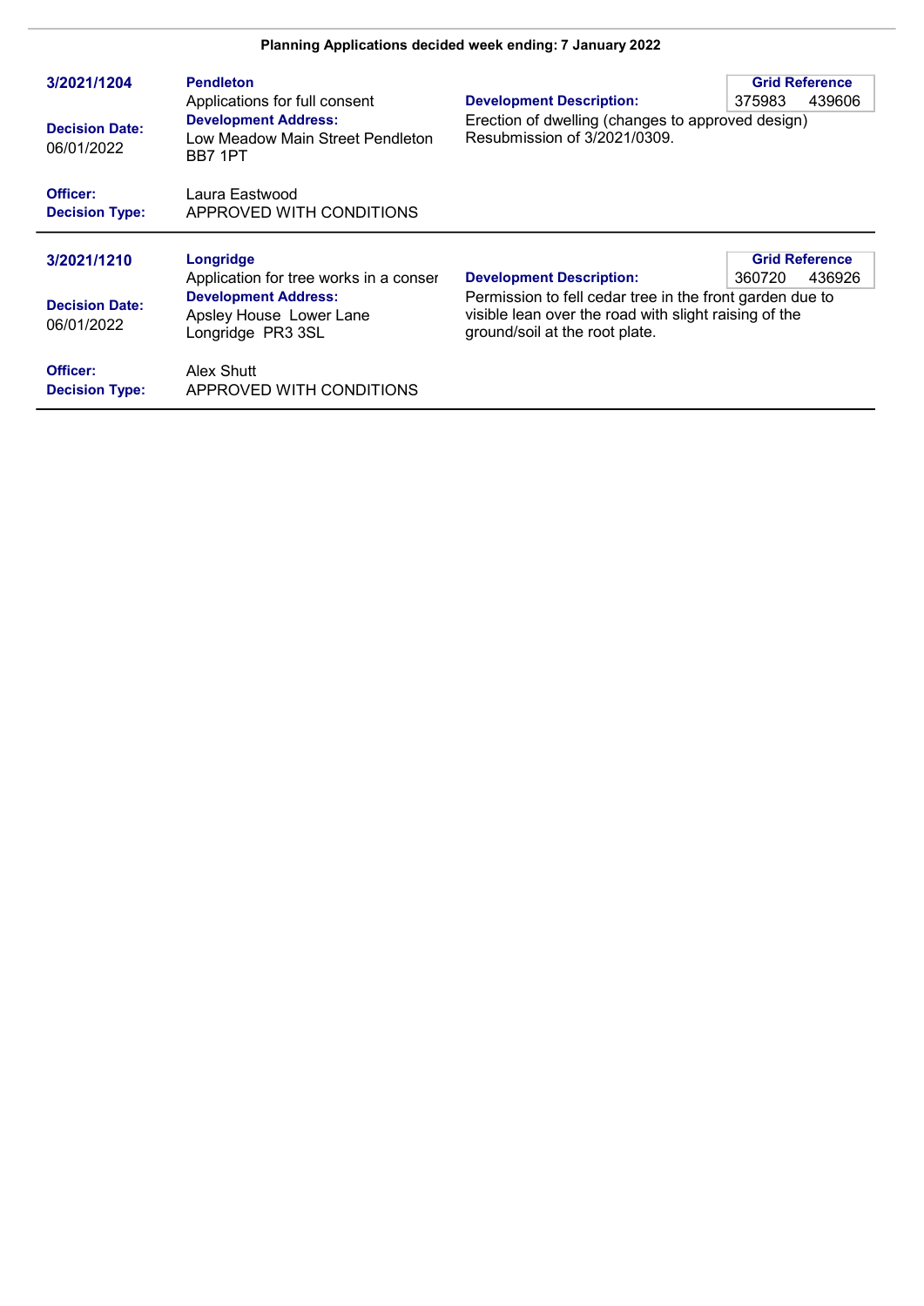**Planning Applications decided week ending: 7 January 2022**

**3/2021/1204**

**Pendleton**
Applications for full consent

**Development Address:**
Low Meadow Main Street Pendleton BB7 1PT

**Decision Date:** 06/01/2022

**Development Description:**
Erection of dwelling (changes to approved design) Resubmission of 3/2021/0309.

**Grid Reference**
375983 439606

**Officer:** Laura Eastwood
**Decision Type:** APPROVED WITH CONDITIONS

---

**3/2021/1210**

**Longridge**
Application for tree works in a conser

**Development Address:**
Apsley House Lower Lane Longridge PR3 3SL

**Decision Date:** 06/01/2022

**Development Description:**
Permission to fell cedar tree in the front garden due to visible lean over the road with slight raising of the ground/soil at the root plate.

**Grid Reference**
360720 436926

**Officer:** Alex Shutt
**Decision Type:** APPROVED WITH CONDITIONS

---